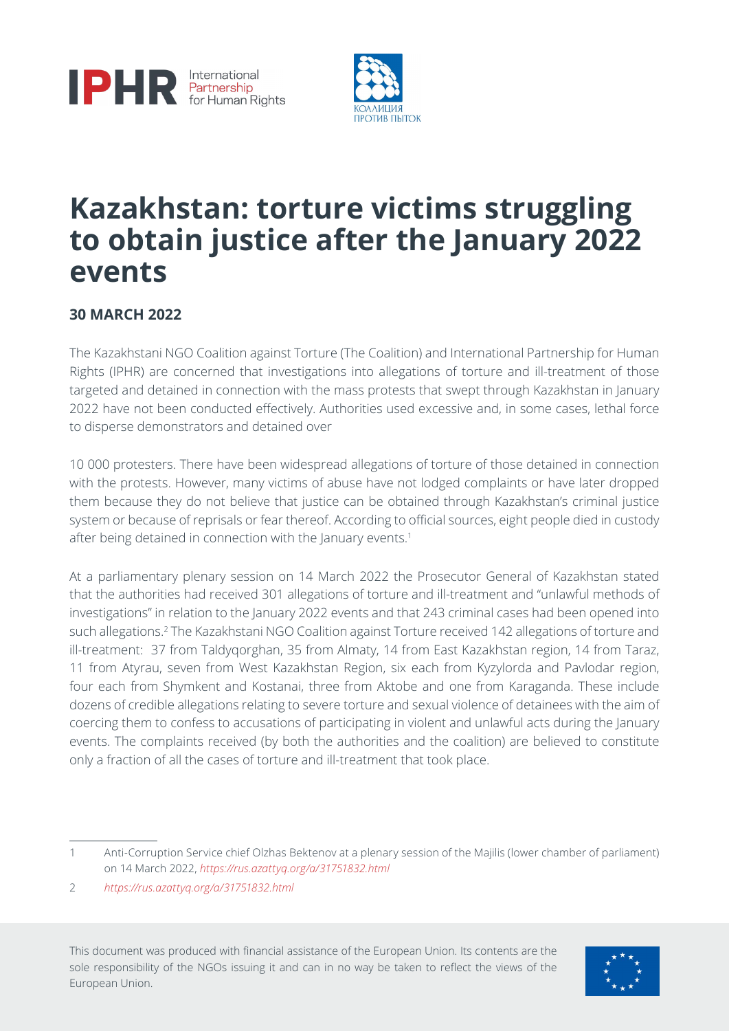# Kazakhstan: torture victims struggling to obtain justice after the January 2022 events

**30 MARCH 2022**

The Kazakhstani NGO Coalition against Torture (The Coalition) and International Partnership for Human Rights (IPHR) are concerned that investigations into allegations of torture and ill-treatment of those targeted and detained in connection with the mass protests that swept through Kazakhstan in January 2022 have not been conducted effectively. Authorities used excessive and, in some cases, lethal force to disperse demonstrators and detained over 10 000 protesters. There have been widespread allegations of torture of those detained in connection with the protests. However, many victims of abuse have not lodged complaints or have later dropped them because they do not believe that justice can be obtained through Kazakhstan's criminal justice system or because of reprisals or fear thereof. According to official sources, eight people died in custody after being detained in connection with the January events.[1]

At a parliamentary plenary session on 14 March 2022 the Prosecutor General of Kazakhstan stated that the authorities had received 301 allegations of torture and ill-treatment and "unlawful methods of investigations" in relation to the January 2022 events and that 243 criminal cases had been opened into such allegations.[2] The Kazakhstani NGO Coalition against Torture received 142 allegations of torture and ill-treatment: 37 from Taldyqorghan, 35 from Almaty, 14 from East Kazakhstan region, 14 from Taraz, 11 from Atyrau, seven from West Kazakhstan Region, six each from Kyzylorda and Pavlodar region, four each from Shymkent and Kostanai, three from Aktobe and one from Karaganda. These include dozens of credible allegations relating to severe torture and sexual violence of detainees with the aim of coercing them to confess to accusations of participating in violent and unlawful acts during the January events. The complaints received (by both the authorities and the coalition) are believed to constitute only a fraction of all the cases of torture and ill-treatment that took place.

---

1 Anti-Corruption Service chief Olzhas Bektenov at a plenary session of the Majilis (lower chamber of parliament) on 14 March 2022, *https://rus.azattyq.org/a/31751832.html*

2 *https://rus.azattyq.org/a/31751832.html*

This document was produced with financial assistance of the European Union. Its contents are the sole responsibility of the NGOs issuing it and can in no way be taken to reflect the views of the European Union.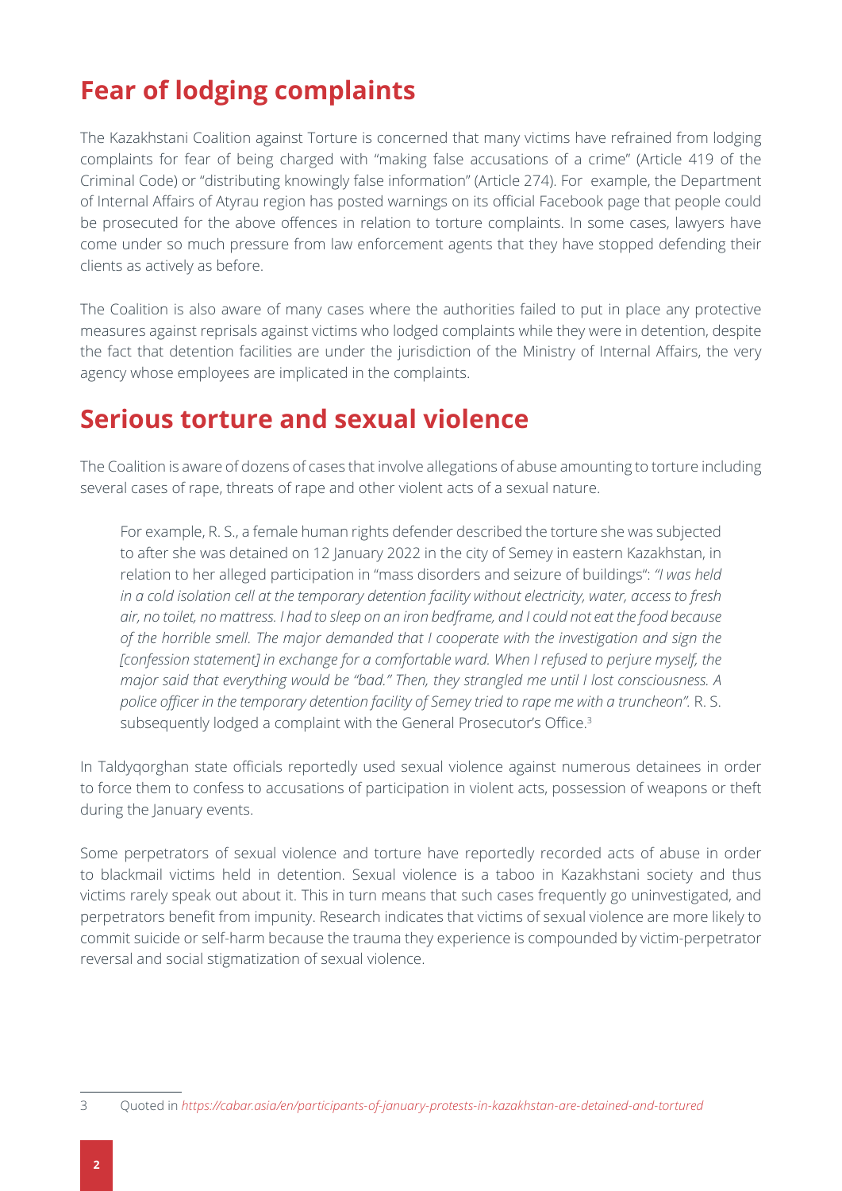## Fear of lodging complaints

The Kazakhstani Coalition against Torture is concerned that many victims have refrained from lodging complaints for fear of being charged with "making false accusations of a crime" (Article 419 of the Criminal Code) or "distributing knowingly false information" (Article 274). For example, the Department of Internal Affairs of Atyrau region has posted warnings on its official Facebook page that people could be prosecuted for the above offences in relation to torture complaints. In some cases, lawyers have come under so much pressure from law enforcement agents that they have stopped defending their clients as actively as before.

The Coalition is also aware of many cases where the authorities failed to put in place any protective measures against reprisals against victims who lodged complaints while they were in detention, despite the fact that detention facilities are under the jurisdiction of the Ministry of Internal Affairs, the very agency whose employees are implicated in the complaints.

## Serious torture and sexual violence

The Coalition is aware of dozens of cases that involve allegations of abuse amounting to torture including several cases of rape, threats of rape and other violent acts of a sexual nature.

> For example, R. S., a female human rights defender described the torture she was subjected to after she was detained on 12 January 2022 in the city of Semey in eastern Kazakhstan, in relation to her alleged participation in "mass disorders and seizure of buildings": *"I was held in a cold isolation cell at the temporary detention facility without electricity, water, access to fresh air, no toilet, no mattress. I had to sleep on an iron bedframe, and I could not eat the food because of the horrible smell. The major demanded that I cooperate with the investigation and sign the [confession statement] in exchange for a comfortable ward. When I refused to perjure myself, the major said that everything would be "bad." Then, they strangled me until I lost consciousness. A police officer in the temporary detention facility of Semey tried to rape me with a truncheon".* R. S. subsequently lodged a complaint with the General Prosecutor's Office.[3]

In Taldyqorghan state officials reportedly used sexual violence against numerous detainees in order to force them to confess to accusations of participation in violent acts, possession of weapons or theft during the January events.

Some perpetrators of sexual violence and torture have reportedly recorded acts of abuse in order to blackmail victims held in detention. Sexual violence is a taboo in Kazakhstani society and thus victims rarely speak out about it. This in turn means that such cases frequently go uninvestigated, and perpetrators benefit from impunity. Research indicates that victims of sexual violence are more likely to commit suicide or self-harm because the trauma they experience is compounded by victim-perpetrator reversal and social stigmatization of sexual violence.

---

3 Quoted in *https://cabar.asia/en/participants-of-january-protests-in-kazakhstan-are-detained-and-tortured*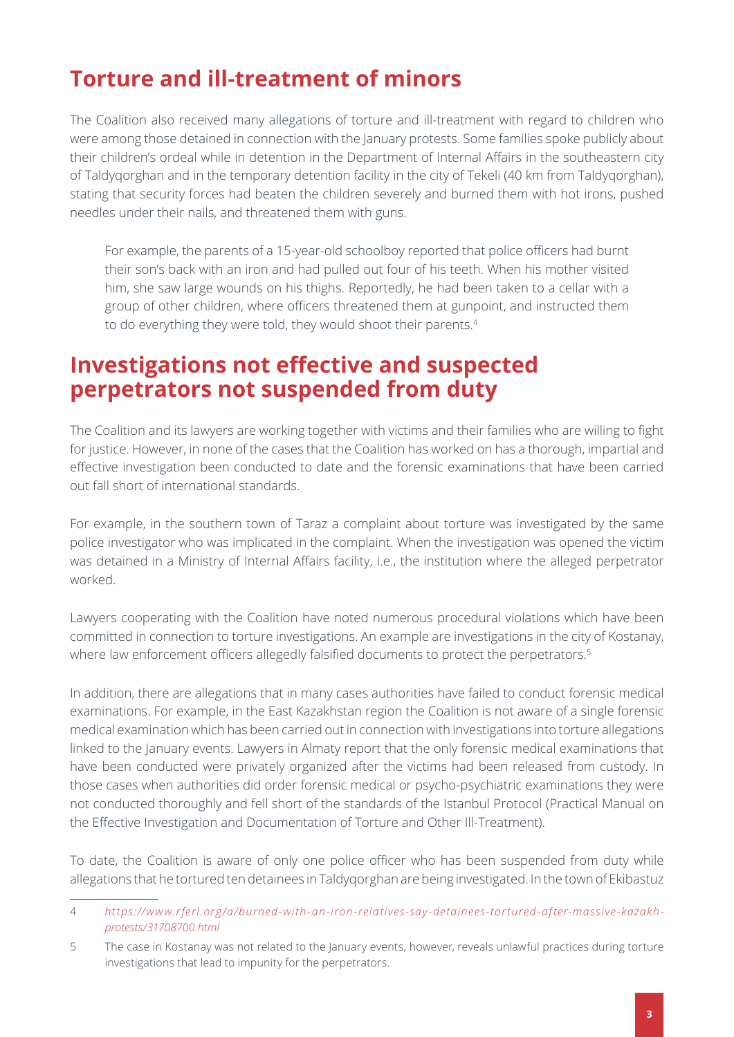## Torture and ill-treatment of minors

The Coalition also received many allegations of torture and ill-treatment with regard to children who were among those detained in connection with the January protests. Some families spoke publicly about their children's ordeal while in detention in the Department of Internal Affairs in the southeastern city of Taldyqorghan and in the temporary detention facility in the city of Tekeli (40 km from Taldyqorghan), stating that security forces had beaten the children severely and burned them with hot irons, pushed needles under their nails, and threatened them with guns.

> For example, the parents of a 15-year-old schoolboy reported that police officers had burnt their son's back with an iron and had pulled out four of his teeth. When his mother visited him, she saw large wounds on his thighs. Reportedly, he had been taken to a cellar with a group of other children, where officers threatened them at gunpoint, and instructed them to do everything they were told, they would shoot their parents.[4]

## Investigations not effective and suspected perpetrators not suspended from duty

The Coalition and its lawyers are working together with victims and their families who are willing to fight for justice. However, in none of the cases that the Coalition has worked on has a thorough, impartial and effective investigation been conducted to date and the forensic examinations that have been carried out fall short of international standards.

For example, in the southern town of Taraz a complaint about torture was investigated by the same police investigator who was implicated in the complaint. When the investigation was opened the victim was detained in a Ministry of Internal Affairs facility, i.e., the institution where the alleged perpetrator worked.

Lawyers cooperating with the Coalition have noted numerous procedural violations which have been committed in connection to torture investigations. An example are investigations in the city of Kostanay, where law enforcement officers allegedly falsified documents to protect the perpetrators.[5]

In addition, there are allegations that in many cases authorities have failed to conduct forensic medical examinations. For example, in the East Kazakhstan region the Coalition is not aware of a single forensic medical examination which has been carried out in connection with investigations into torture allegations linked to the January events. Lawyers in Almaty report that the only forensic medical examinations that have been conducted were privately organized after the victims had been released from custody. In those cases when authorities did order forensic medical or psycho-psychiatric examinations they were not conducted thoroughly and fell short of the standards of the Istanbul Protocol (Practical Manual on the Effective Investigation and Documentation of Torture and Other Ill-Treatment).

To date, the Coalition is aware of only one police officer who has been suspended from duty while allegations that he tortured ten detainees in Taldyqorghan are being investigated. In the town of Ekibastuz

---

4 *https://www.rferl.org/a/burned-with-an-iron-relatives-say-detainees-tortured-after-massive-kazakh-protests/31708700.html*

5 The case in Kostanay was not related to the January events, however, reveals unlawful practices during torture investigations that lead to impunity for the perpetrators.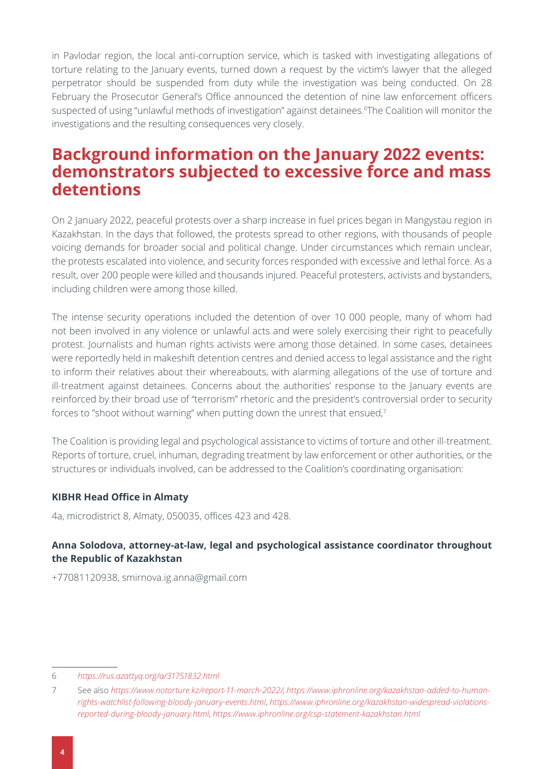in Pavlodar region, the local anti-corruption service, which is tasked with investigating allegations of torture relating to the January events, turned down a request by the victim's lawyer that the alleged perpetrator should be suspended from duty while the investigation was being conducted. On 28 February the Prosecutor General's Office announced the detention of nine law enforcement officers suspected of using "unlawful methods of investigation" against detainees.[6]The Coalition will monitor the investigations and the resulting consequences very closely.

## Background information on the January 2022 events: demonstrators subjected to excessive force and mass detentions

On 2 January 2022, peaceful protests over a sharp increase in fuel prices began in Mangystau region in Kazakhstan. In the days that followed, the protests spread to other regions, with thousands of people voicing demands for broader social and political change. Under circumstances which remain unclear, the protests escalated into violence, and security forces responded with excessive and lethal force. As a result, over 200 people were killed and thousands injured. Peaceful protesters, activists and bystanders, including children were among those killed.

The intense security operations included the detention of over 10 000 people, many of whom had not been involved in any violence or unlawful acts and were solely exercising their right to peacefully protest. Journalists and human rights activists were among those detained. In some cases, detainees were reportedly held in makeshift detention centres and denied access to legal assistance and the right to inform their relatives about their whereabouts, with alarming allegations of the use of torture and ill-treatment against detainees. Concerns about the authorities' response to the January events are reinforced by their broad use of "terrorism" rhetoric and the president's controversial order to security forces to "shoot without warning" when putting down the unrest that ensued,[7]

The Coalition is providing legal and psychological assistance to victims of torture and other ill-treatment. Reports of torture, cruel, inhuman, degrading treatment by law enforcement or other authorities, or the structures or individuals involved, can be addressed to the Coalition's coordinating organisation:

**KIBHR Head Office in Almaty**

4a, microdistrict 8, Almaty, 050035, offices 423 and 428.

**Anna Solodova, attorney-at-law, legal and psychological assistance coordinator throughout the Republic of Kazakhstan**

+77081120938, smirnova.ig.anna@gmail.com

---

6 *https://rus.azattyq.org/a/31751832.html*

7 See also *https://www.notorture.kz/report-11-march-2022/*, *https://www.iphronline.org/kazakhstan-added-to-human-rights-watchlist-following-bloody-january-events.html*, *https://www.iphronline.org/kazakhstan-widespread-violations-reported-during-bloody-january.html*, *https://www.iphronline.org/csp-statement-kazakhstan.html*